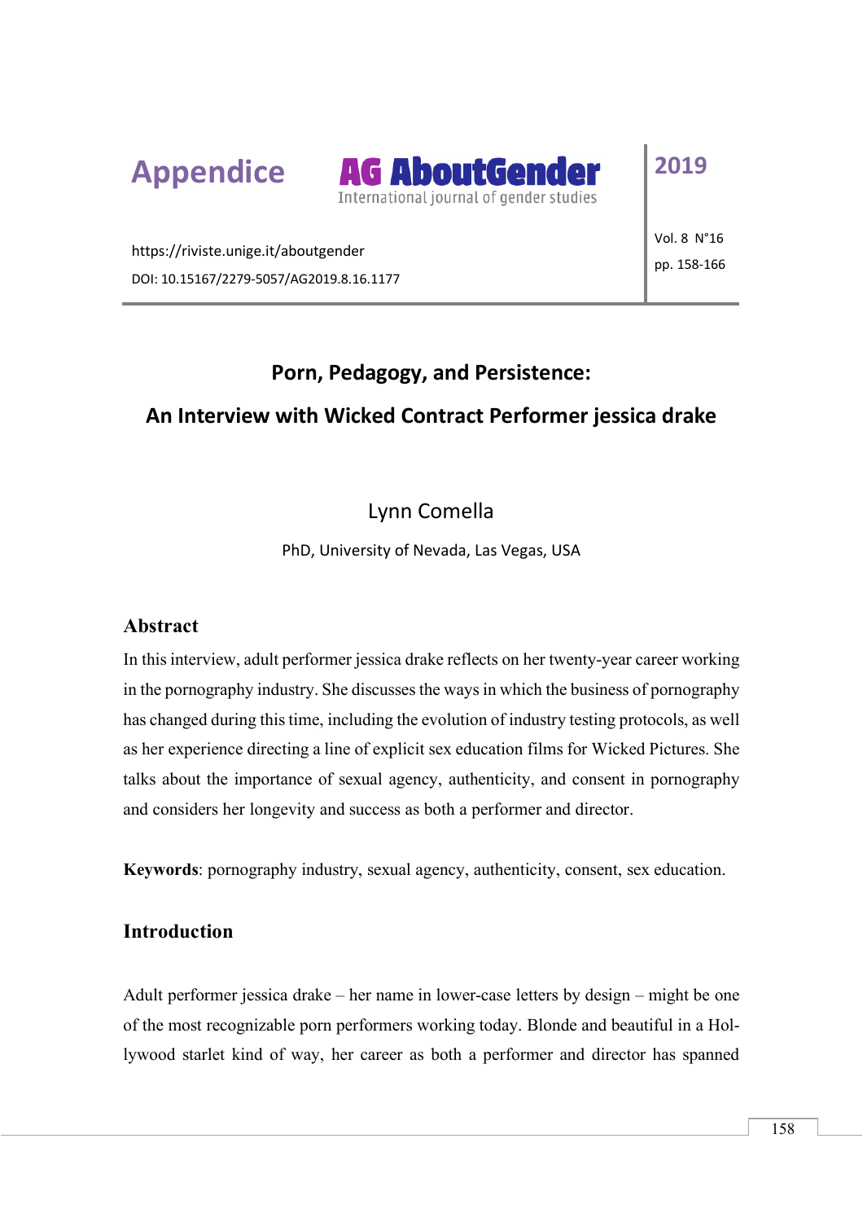# Porn, Pedagogy, and Persistence:

## An Interview with Wicked Contract Performer jessica drake

Lynn Comella

PhD, University of Nevada, Las Vegas, USA

### Abstract

In this interview, adult performer jessica drake reflects on her twenty-year career working in the pornography industry. She discusses the ways in which the business of pornography has changed during this time, including the evolution of industry testing protocols, as well as her experience directing a line of explicit sex education films for Wicked Pictures. She talks about the importance of sexual agency, authenticity, and consent in pornography and considers her longevity and success as both a performer and director.

**Keywords**: pornography industry, sexual agency, authenticity, consent, sex education.

### Introduction

Adult performer jessica drake – her name in lower-case letters by design – might be one of the most recognizable porn performers working today. Blonde and beautiful in a Hollywood starlet kind of way, her career as both a performer and director has spanned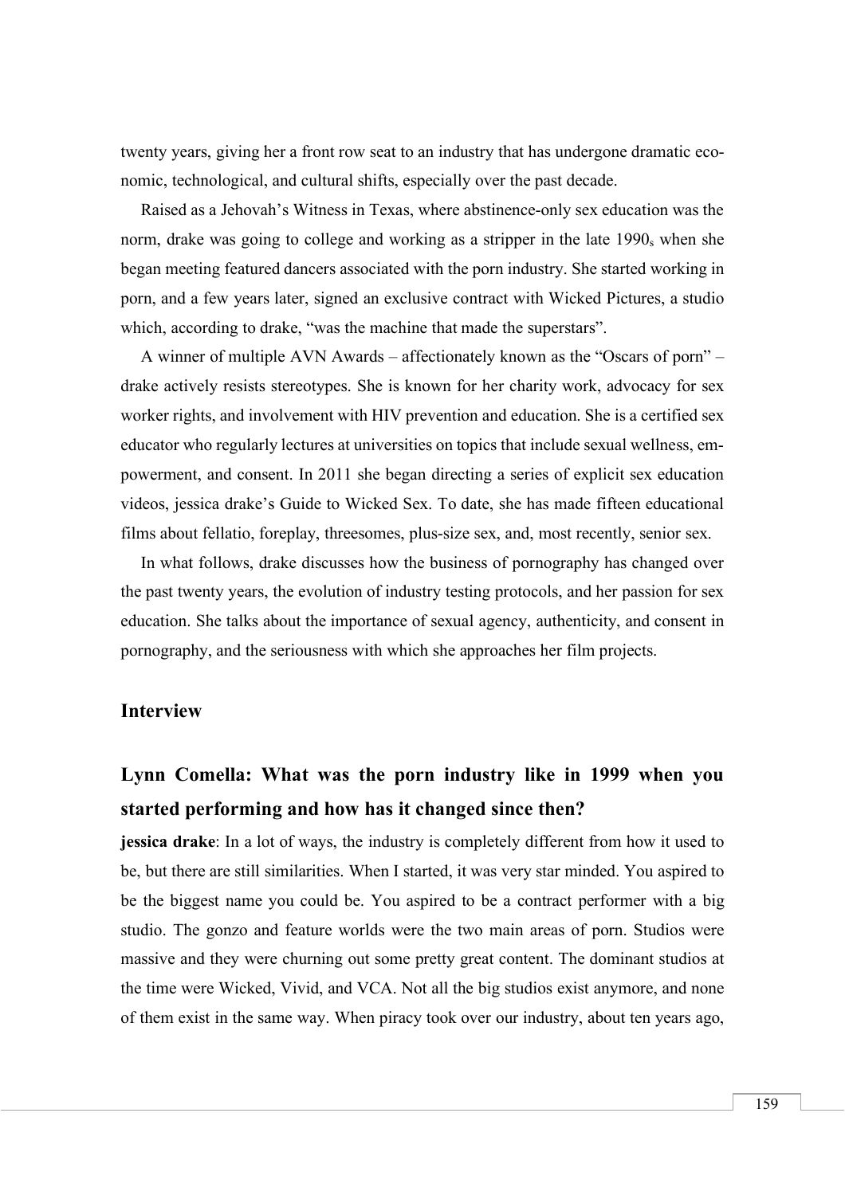twenty years, giving her a front row seat to an industry that has undergone dramatic economic, technological, and cultural shifts, especially over the past decade.

Raised as a Jehovah's Witness in Texas, where abstinence-only sex education was the norm, drake was going to college and working as a stripper in the late 1990s when she began meeting featured dancers associated with the porn industry. She started working in porn, and a few years later, signed an exclusive contract with Wicked Pictures, a studio which, according to drake, "was the machine that made the superstars".

A winner of multiple AVN Awards – affectionately known as the "Oscars of porn" – drake actively resists stereotypes. She is known for her charity work, advocacy for sex worker rights, and involvement with HIV prevention and education. She is a certified sex educator who regularly lectures at universities on topics that include sexual wellness, empowerment, and consent. In 2011 she began directing a series of explicit sex education videos, jessica drake's Guide to Wicked Sex. To date, she has made fifteen educational films about fellatio, foreplay, threesomes, plus-size sex, and, most recently, senior sex.

In what follows, drake discusses how the business of pornography has changed over the past twenty years, the evolution of industry testing protocols, and her passion for sex education. She talks about the importance of sexual agency, authenticity, and consent in pornography, and the seriousness with which she approaches her film projects.

## Interview

### Lynn Comella: What was the porn industry like in 1999 when you started performing and how has it changed since then?

**jessica drake**: In a lot of ways, the industry is completely different from how it used to be, but there are still similarities. When I started, it was very star minded. You aspired to be the biggest name you could be. You aspired to be a contract performer with a big studio. The gonzo and feature worlds were the two main areas of porn. Studios were massive and they were churning out some pretty great content. The dominant studios at the time were Wicked, Vivid, and VCA. Not all the big studios exist anymore, and none of them exist in the same way. When piracy took over our industry, about ten years ago,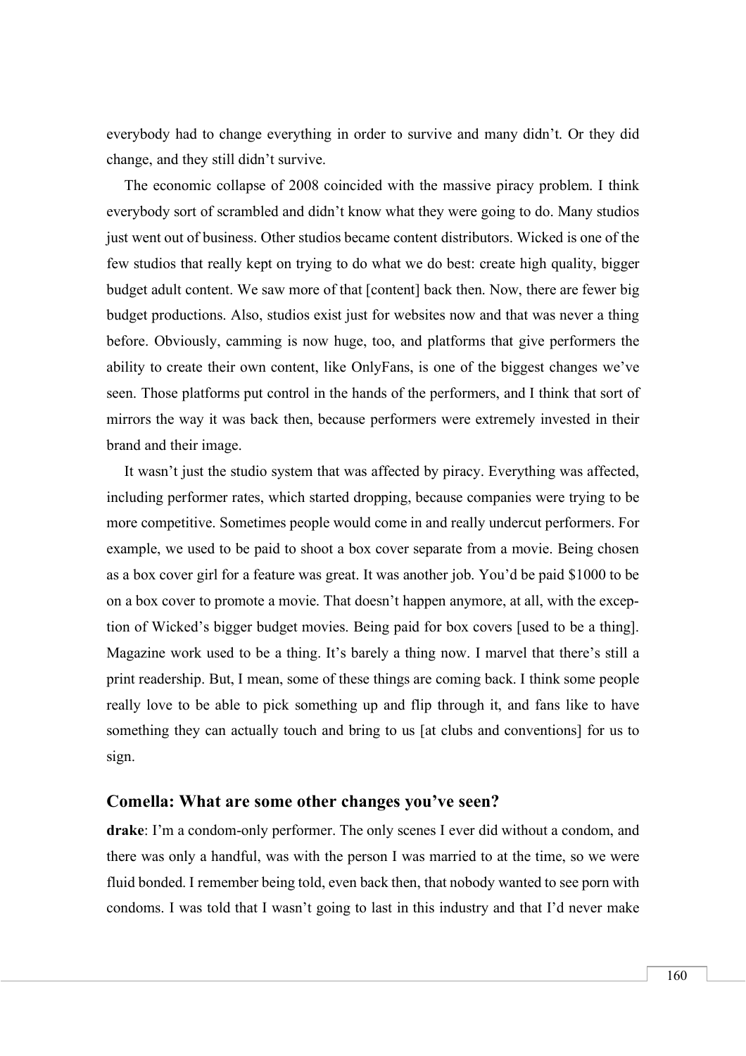everybody had to change everything in order to survive and many didn't. Or they did change, and they still didn't survive.

The economic collapse of 2008 coincided with the massive piracy problem. I think everybody sort of scrambled and didn't know what they were going to do. Many studios just went out of business. Other studios became content distributors. Wicked is one of the few studios that really kept on trying to do what we do best: create high quality, bigger budget adult content. We saw more of that [content] back then. Now, there are fewer big budget productions. Also, studios exist just for websites now and that was never a thing before. Obviously, camming is now huge, too, and platforms that give performers the ability to create their own content, like OnlyFans, is one of the biggest changes we've seen. Those platforms put control in the hands of the performers, and I think that sort of mirrors the way it was back then, because performers were extremely invested in their brand and their image.

It wasn't just the studio system that was affected by piracy. Everything was affected, including performer rates, which started dropping, because companies were trying to be more competitive. Sometimes people would come in and really undercut performers. For example, we used to be paid to shoot a box cover separate from a movie. Being chosen as a box cover girl for a feature was great. It was another job. You'd be paid $1000 to be on a box cover to promote a movie. That doesn't happen anymore, at all, with the exception of Wicked's bigger budget movies. Being paid for box covers [used to be a thing]. Magazine work used to be a thing. It's barely a thing now. I marvel that there's still a print readership. But, I mean, some of these things are coming back. I think some people really love to be able to pick something up and flip through it, and fans like to have something they can actually touch and bring to us [at clubs and conventions] for us to sign.

### Comella: What are some other changes you've seen?

**drake**: I'm a condom-only performer. The only scenes I ever did without a condom, and there was only a handful, was with the person I was married to at the time, so we were fluid bonded. I remember being told, even back then, that nobody wanted to see porn with condoms. I was told that I wasn't going to last in this industry and that I'd never make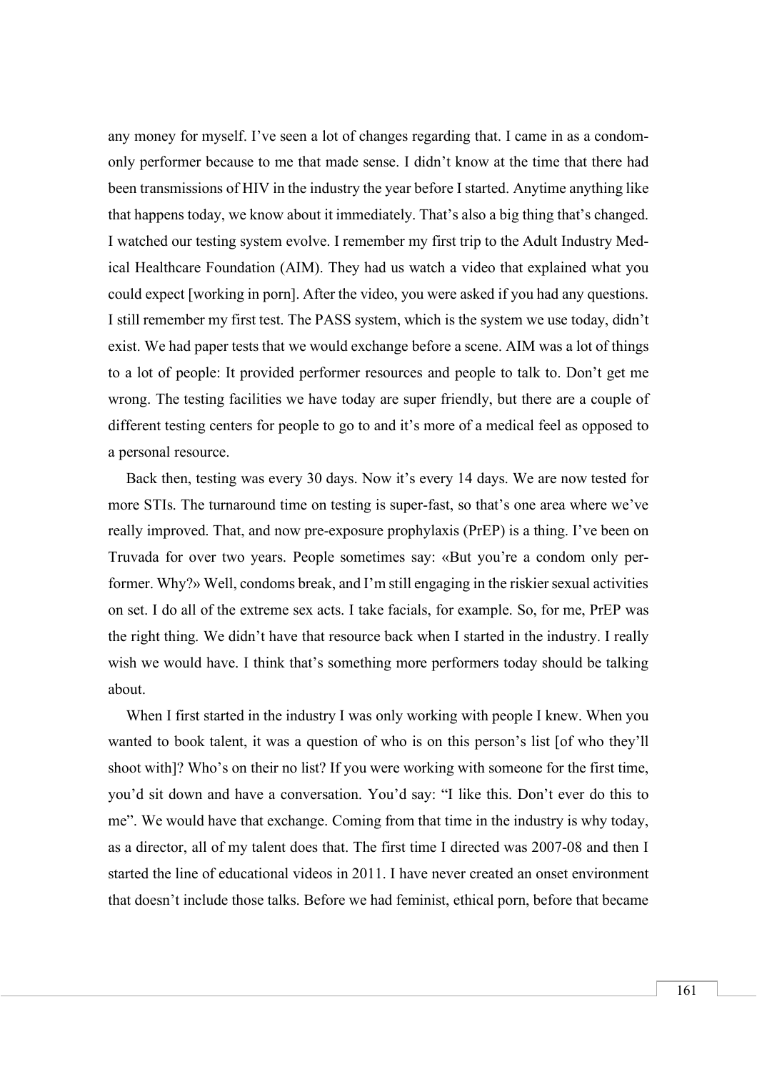any money for myself. I've seen a lot of changes regarding that. I came in as a condom-only performer because to me that made sense. I didn't know at the time that there had been transmissions of HIV in the industry the year before I started. Anytime anything like that happens today, we know about it immediately. That's also a big thing that's changed. I watched our testing system evolve. I remember my first trip to the Adult Industry Medical Healthcare Foundation (AIM). They had us watch a video that explained what you could expect [working in porn]. After the video, you were asked if you had any questions. I still remember my first test. The PASS system, which is the system we use today, didn't exist. We had paper tests that we would exchange before a scene. AIM was a lot of things to a lot of people: It provided performer resources and people to talk to. Don't get me wrong. The testing facilities we have today are super friendly, but there are a couple of different testing centers for people to go to and it's more of a medical feel as opposed to a personal resource.

Back then, testing was every 30 days. Now it's every 14 days. We are now tested for more STIs. The turnaround time on testing is super-fast, so that's one area where we've really improved. That, and now pre-exposure prophylaxis (PrEP) is a thing. I've been on Truvada for over two years. People sometimes say: «But you're a condom only performer. Why?» Well, condoms break, and I'm still engaging in the riskier sexual activities on set. I do all of the extreme sex acts. I take facials, for example. So, for me, PrEP was the right thing. We didn't have that resource back when I started in the industry. I really wish we would have. I think that's something more performers today should be talking about.

When I first started in the industry I was only working with people I knew. When you wanted to book talent, it was a question of who is on this person's list [of who they'll shoot with]? Who's on their no list? If you were working with someone for the first time, you'd sit down and have a conversation. You'd say: "I like this. Don't ever do this to me". We would have that exchange. Coming from that time in the industry is why today, as a director, all of my talent does that. The first time I directed was 2007-08 and then I started the line of educational videos in 2011. I have never created an onset environment that doesn't include those talks. Before we had feminist, ethical porn, before that became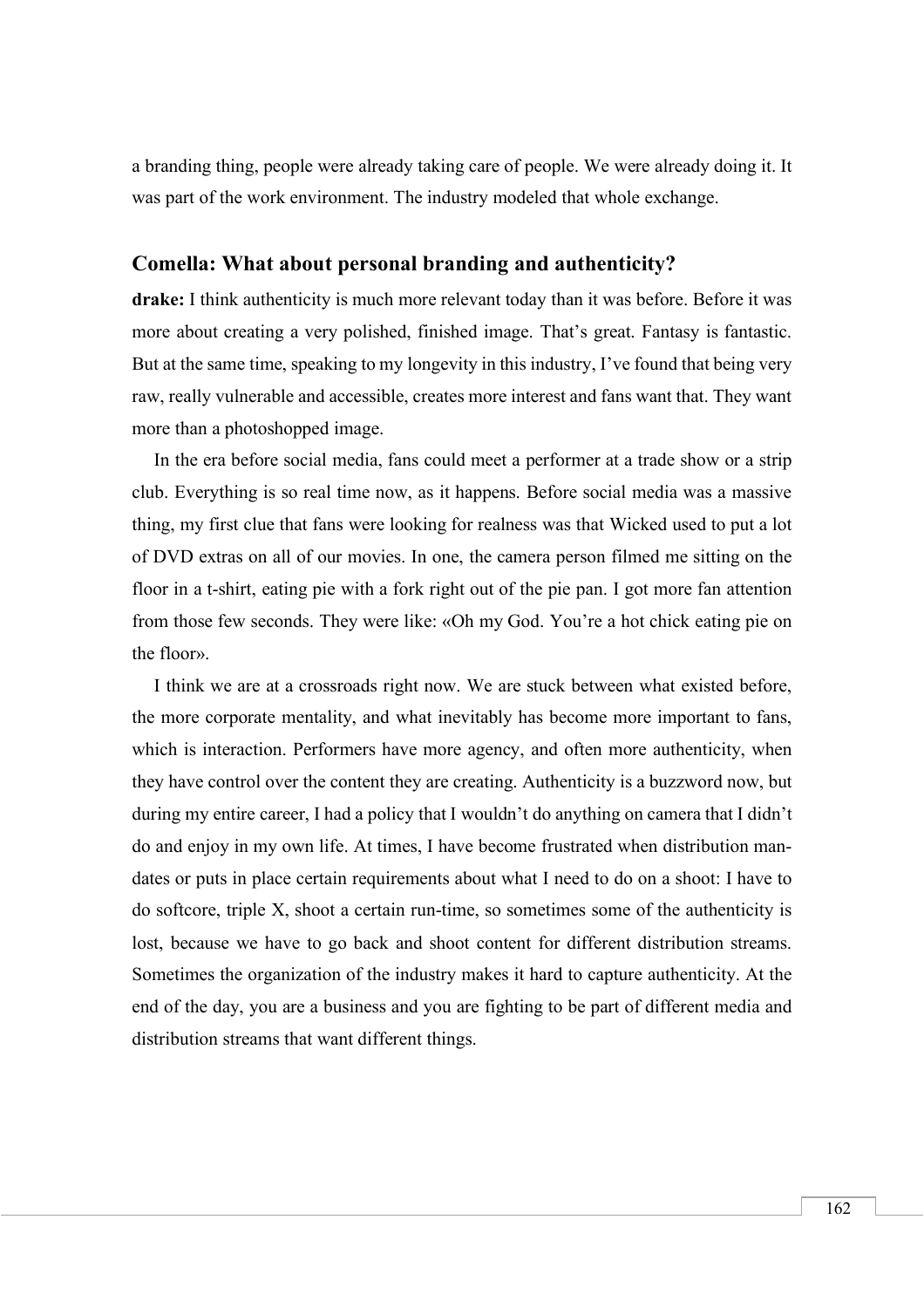a branding thing, people were already taking care of people. We were already doing it. It was part of the work environment. The industry modeled that whole exchange.

## Comella: What about personal branding and authenticity?

**drake:** I think authenticity is much more relevant today than it was before. Before it was more about creating a very polished, finished image. That's great. Fantasy is fantastic. But at the same time, speaking to my longevity in this industry, I've found that being very raw, really vulnerable and accessible, creates more interest and fans want that. They want more than a photoshopped image.

In the era before social media, fans could meet a performer at a trade show or a strip club. Everything is so real time now, as it happens. Before social media was a massive thing, my first clue that fans were looking for realness was that Wicked used to put a lot of DVD extras on all of our movies. In one, the camera person filmed me sitting on the floor in a t-shirt, eating pie with a fork right out of the pie pan. I got more fan attention from those few seconds. They were like: «Oh my God. You're a hot chick eating pie on the floor».

I think we are at a crossroads right now. We are stuck between what existed before, the more corporate mentality, and what inevitably has become more important to fans, which is interaction. Performers have more agency, and often more authenticity, when they have control over the content they are creating. Authenticity is a buzzword now, but during my entire career, I had a policy that I wouldn't do anything on camera that I didn't do and enjoy in my own life. At times, I have become frustrated when distribution mandates or puts in place certain requirements about what I need to do on a shoot: I have to do softcore, triple X, shoot a certain run-time, so sometimes some of the authenticity is lost, because we have to go back and shoot content for different distribution streams. Sometimes the organization of the industry makes it hard to capture authenticity. At the end of the day, you are a business and you are fighting to be part of different media and distribution streams that want different things.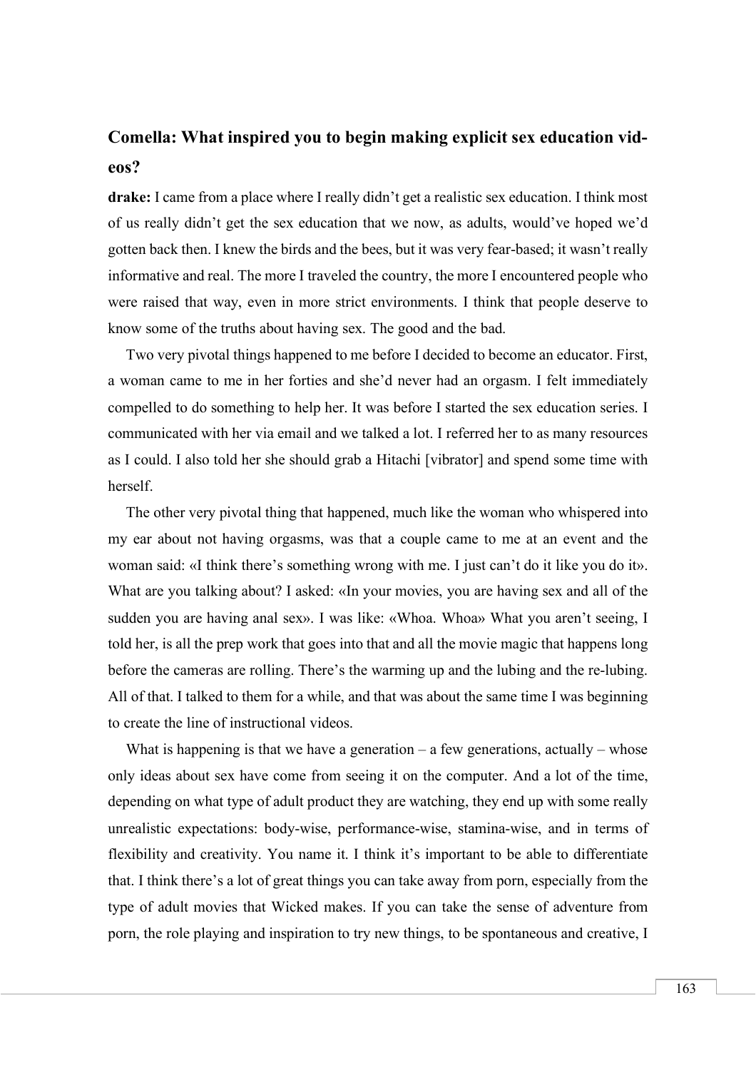**Comella: What inspired you to begin making explicit sex education videos?**

**drake:** I came from a place where I really didn't get a realistic sex education. I think most of us really didn't get the sex education that we now, as adults, would've hoped we'd gotten back then. I knew the birds and the bees, but it was very fear-based; it wasn't really informative and real. The more I traveled the country, the more I encountered people who were raised that way, even in more strict environments. I think that people deserve to know some of the truths about having sex. The good and the bad.

Two very pivotal things happened to me before I decided to become an educator. First, a woman came to me in her forties and she'd never had an orgasm. I felt immediately compelled to do something to help her. It was before I started the sex education series. I communicated with her via email and we talked a lot. I referred her to as many resources as I could. I also told her she should grab a Hitachi [vibrator] and spend some time with herself.

The other very pivotal thing that happened, much like the woman who whispered into my ear about not having orgasms, was that a couple came to me at an event and the woman said: «I think there's something wrong with me. I just can't do it like you do it». What are you talking about? I asked: «In your movies, you are having sex and all of the sudden you are having anal sex». I was like: «Whoa. Whoa» What you aren't seeing, I told her, is all the prep work that goes into that and all the movie magic that happens long before the cameras are rolling. There's the warming up and the lubing and the re-lubing. All of that. I talked to them for a while, and that was about the same time I was beginning to create the line of instructional videos.

What is happening is that we have a generation – a few generations, actually – whose only ideas about sex have come from seeing it on the computer. And a lot of the time, depending on what type of adult product they are watching, they end up with some really unrealistic expectations: body-wise, performance-wise, stamina-wise, and in terms of flexibility and creativity. You name it. I think it's important to be able to differentiate that. I think there's a lot of great things you can take away from porn, especially from the type of adult movies that Wicked makes. If you can take the sense of adventure from porn, the role playing and inspiration to try new things, to be spontaneous and creative, I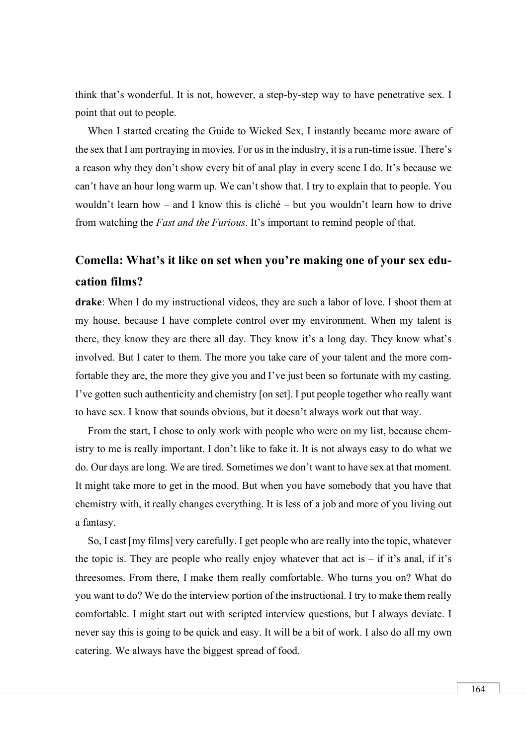think that's wonderful. It is not, however, a step-by-step way to have penetrative sex. I point that out to people.

When I started creating the Guide to Wicked Sex, I instantly became more aware of the sex that I am portraying in movies. For us in the industry, it is a run-time issue. There's a reason why they don't show every bit of anal play in every scene I do. It's because we can't have an hour long warm up. We can't show that. I try to explain that to people. You wouldn't learn how – and I know this is cliché – but you wouldn't learn how to drive from watching the *Fast and the Furious*. It's important to remind people of that.

## Comella: What's it like on set when you're making one of your sex education films?

**drake**: When I do my instructional videos, they are such a labor of love. I shoot them at my house, because I have complete control over my environment. When my talent is there, they know they are there all day. They know it's a long day. They know what's involved. But I cater to them. The more you take care of your talent and the more comfortable they are, the more they give you and I've just been so fortunate with my casting. I've gotten such authenticity and chemistry [on set]. I put people together who really want to have sex. I know that sounds obvious, but it doesn't always work out that way.

From the start, I chose to only work with people who were on my list, because chemistry to me is really important. I don't like to fake it. It is not always easy to do what we do. Our days are long. We are tired. Sometimes we don't want to have sex at that moment. It might take more to get in the mood. But when you have somebody that you have that chemistry with, it really changes everything. It is less of a job and more of you living out a fantasy.

So, I cast [my films] very carefully. I get people who are really into the topic, whatever the topic is. They are people who really enjoy whatever that act is – if it's anal, if it's threesomes. From there, I make them really comfortable. Who turns you on? What do you want to do? We do the interview portion of the instructional. I try to make them really comfortable. I might start out with scripted interview questions, but I always deviate. I never say this is going to be quick and easy. It will be a bit of work. I also do all my own catering. We always have the biggest spread of food.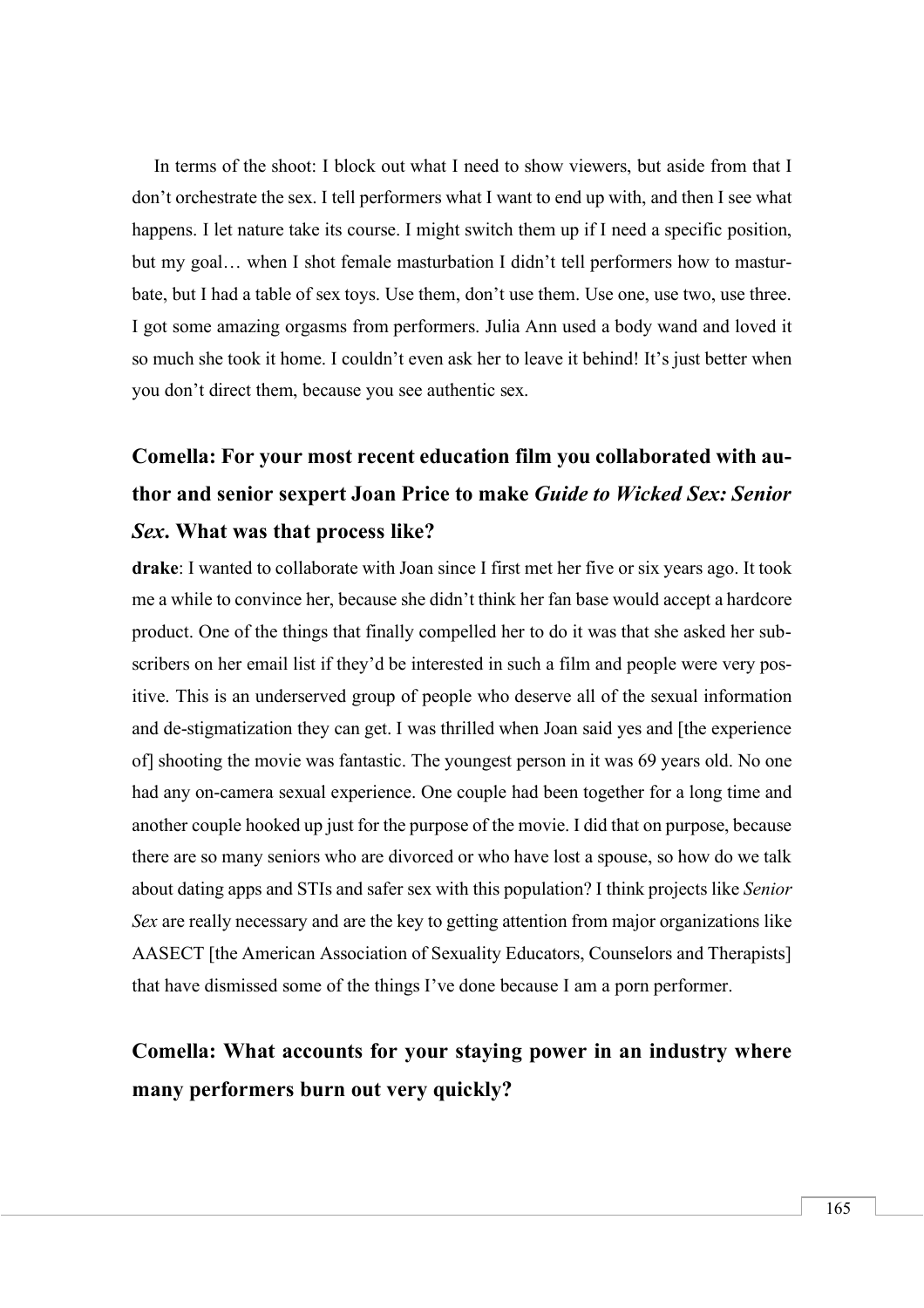In terms of the shoot: I block out what I need to show viewers, but aside from that I don't orchestrate the sex. I tell performers what I want to end up with, and then I see what happens. I let nature take its course. I might switch them up if I need a specific position, but my goal… when I shot female masturbation I didn't tell performers how to masturbate, but I had a table of sex toys. Use them, don't use them. Use one, use two, use three. I got some amazing orgasms from performers. Julia Ann used a body wand and loved it so much she took it home. I couldn't even ask her to leave it behind! It's just better when you don't direct them, because you see authentic sex.

## Comella: For your most recent education film you collaborated with author and senior sexpert Joan Price to make *Guide to Wicked Sex: Senior Sex*. What was that process like?

**drake**: I wanted to collaborate with Joan since I first met her five or six years ago. It took me a while to convince her, because she didn't think her fan base would accept a hardcore product. One of the things that finally compelled her to do it was that she asked her subscribers on her email list if they'd be interested in such a film and people were very positive. This is an underserved group of people who deserve all of the sexual information and de-stigmatization they can get. I was thrilled when Joan said yes and [the experience of] shooting the movie was fantastic. The youngest person in it was 69 years old. No one had any on-camera sexual experience. One couple had been together for a long time and another couple hooked up just for the purpose of the movie. I did that on purpose, because there are so many seniors who are divorced or who have lost a spouse, so how do we talk about dating apps and STIs and safer sex with this population? I think projects like *Senior Sex* are really necessary and are the key to getting attention from major organizations like AASECT [the American Association of Sexuality Educators, Counselors and Therapists] that have dismissed some of the things I've done because I am a porn performer.

## Comella: What accounts for your staying power in an industry where many performers burn out very quickly?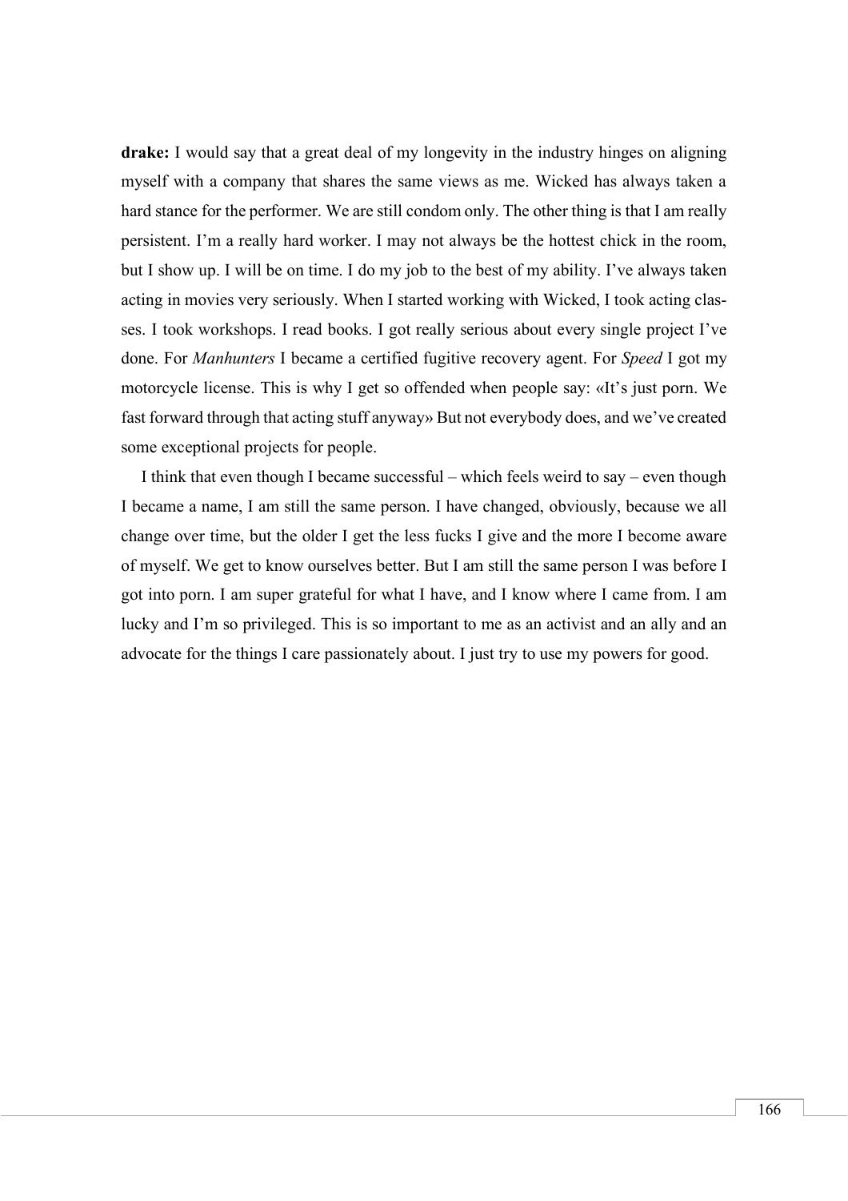**drake:** I would say that a great deal of my longevity in the industry hinges on aligning myself with a company that shares the same views as me. Wicked has always taken a hard stance for the performer. We are still condom only. The other thing is that I am really persistent. I'm a really hard worker. I may not always be the hottest chick in the room, but I show up. I will be on time. I do my job to the best of my ability. I've always taken acting in movies very seriously. When I started working with Wicked, I took acting classes. I took workshops. I read books. I got really serious about every single project I've done. For *Manhunters* I became a certified fugitive recovery agent. For *Speed* I got my motorcycle license. This is why I get so offended when people say: «It's just porn. We fast forward through that acting stuff anyway» But not everybody does, and we've created some exceptional projects for people.

I think that even though I became successful – which feels weird to say – even though I became a name, I am still the same person. I have changed, obviously, because we all change over time, but the older I get the less fucks I give and the more I become aware of myself. We get to know ourselves better. But I am still the same person I was before I got into porn. I am super grateful for what I have, and I know where I came from. I am lucky and I'm so privileged. This is so important to me as an activist and an ally and an advocate for the things I care passionately about. I just try to use my powers for good.